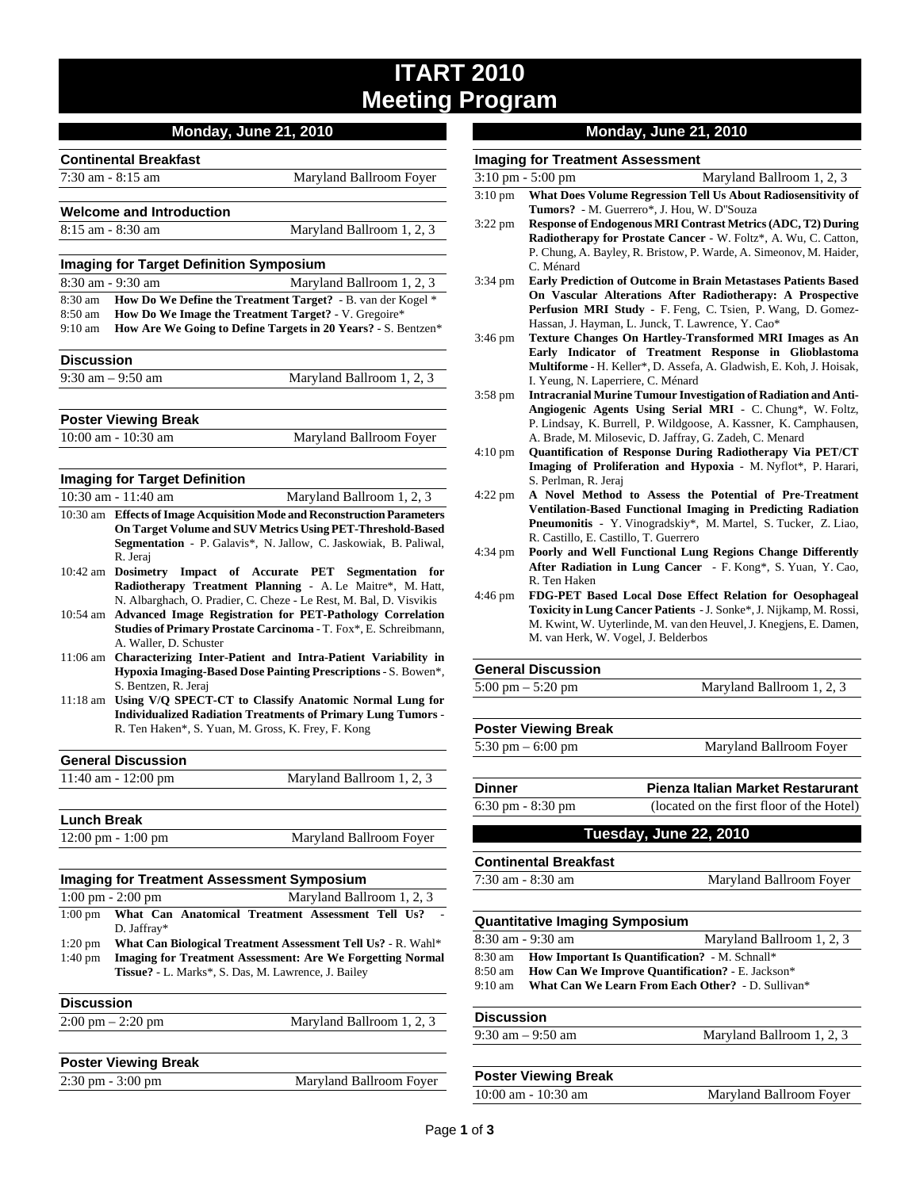# ITART 2010
# Meeting Program

## Monday, June 21, 2010

### Continental Breakfast
7:30 am - 8:15 am — Maryland Ballroom Foyer

### Welcome and Introduction
8:15 am - 8:30 am — Maryland Ballroom 1, 2, 3

### Imaging for Target Definition Symposium
8:30 am - 9:30 am — Maryland Ballroom 1, 2, 3

- 8:30 am **How Do We Define the Treatment Target?** - B. van der Kogel *
- 8:50 am **How Do We Image the Treatment Target?** - V. Gregoire*
- 9:10 am **How Are We Going to Define Targets in 20 Years?** - S. Bentzen*

### Discussion
9:30 am – 9:50 am — Maryland Ballroom 1, 2, 3

### Poster Viewing Break
10:00 am - 10:30 am — Maryland Ballroom Foyer

### Imaging for Target Definition
10:30 am - 11:40 am — Maryland Ballroom 1, 2, 3

- 10:30 am **Effects of Image Acquisition Mode and Reconstruction Parameters On Target Volume and SUV Metrics Using PET-Threshold-Based Segmentation** - P. Galavis*, N. Jallow, C. Jaskowiak, B. Paliwal, R. Jeraj
- 10:42 am **Dosimetry Impact of Accurate PET Segmentation for Radiotherapy Treatment Planning** - A. Le Maitre*, M. Hatt, N. Albarghach, O. Pradier, C. Cheze - Le Rest, M. Bal, D. Visvikis
- 10:54 am **Advanced Image Registration for PET-Pathology Correlation Studies of Primary Prostate Carcinoma** - T. Fox*, E. Schreibmann, A. Waller, D. Schuster
- 11:06 am **Characterizing Inter-Patient and Intra-Patient Variability in Hypoxia Imaging-Based Dose Painting Prescriptions** - S. Bowen*, S. Bentzen, R. Jeraj
- 11:18 am **Using V/Q SPECT-CT to Classify Anatomic Normal Lung for Individualized Radiation Treatments of Primary Lung Tumors** - R. Ten Haken*, S. Yuan, M. Gross, K. Frey, F. Kong

### General Discussion
11:40 am - 12:00 pm — Maryland Ballroom 1, 2, 3

### Lunch Break
12:00 pm - 1:00 pm — Maryland Ballroom Foyer

### Imaging for Treatment Assessment Symposium
1:00 pm - 2:00 pm — Maryland Ballroom 1, 2, 3

- 1:00 pm **What Can Anatomical Treatment Assessment Tell Us?** - D. Jaffray*
- 1:20 pm **What Can Biological Treatment Assessment Tell Us?** - R. Wahl*
- 1:40 pm **Imaging for Treatment Assessment: Are We Forgetting Normal Tissue?** - L. Marks*, S. Das, M. Lawrence, J. Bailey

### Discussion
2:00 pm – 2:20 pm — Maryland Ballroom 1, 2, 3

### Poster Viewing Break
2:30 pm - 3:00 pm — Maryland Ballroom Foyer

## Monday, June 21, 2010

### Imaging for Treatment Assessment
3:10 pm - 5:00 pm — Maryland Ballroom 1, 2, 3

- 3:10 pm **What Does Volume Regression Tell Us About Radiosensitivity of Tumors?** - M. Guerrero*, J. Hou, W. D"Souza
- 3:22 pm **Response of Endogenous MRI Contrast Metrics (ADC, T2) During Radiotherapy for Prostate Cancer** - W. Foltz*, A. Wu, C. Catton, P. Chung, A. Bayley, R. Bristow, P. Warde, A. Simeonov, M. Haider, C. Ménard
- 3:34 pm **Early Prediction of Outcome in Brain Metastases Patients Based On Vascular Alterations After Radiotherapy: A Prospective Perfusion MRI Study** - F. Feng, C. Tsien, P. Wang, D. Gomez-Hassan, J. Hayman, L. Junck, T. Lawrence, Y. Cao*
- 3:46 pm **Texture Changes On Hartley-Transformed MRI Images as An Early Indicator of Treatment Response in Glioblastoma Multiforme** - H. Keller*, D. Assefa, A. Gladwish, E. Koh, J. Hoisak, I. Yeung, N. Laperriere, C. Ménard
- 3:58 pm **Intracranial Murine Tumour Investigation of Radiation and Anti-Angiogenic Agents Using Serial MRI** - C. Chung*, W. Foltz, P. Lindsay, K. Burrell, P. Wildgoose, A. Kassner, K. Camphausen, A. Brade, M. Milosevic, D. Jaffray, G. Zadeh, C. Menard
- 4:10 pm **Quantification of Response During Radiotherapy Via PET/CT Imaging of Proliferation and Hypoxia** - M. Nyflot*, P. Harari, S. Perlman, R. Jeraj
- 4:22 pm **A Novel Method to Assess the Potential of Pre-Treatment Ventilation-Based Functional Imaging in Predicting Radiation Pneumonitis** - Y. Vinogradskiy*, M. Martel, S. Tucker, Z. Liao, R. Castillo, E. Castillo, T. Guerrero
- 4:34 pm **Poorly and Well Functional Lung Regions Change Differently After Radiation in Lung Cancer** - F. Kong*, S. Yuan, Y. Cao, R. Ten Haken
- 4:46 pm **FDG-PET Based Local Dose Effect Relation for Oesophageal Toxicity in Lung Cancer Patients** - J. Sonke*, J. Nijkamp, M. Rossi, M. Kwint, W. Uyterlinde, M. van den Heuvel, J. Knegjens, E. Damen, M. van Herk, W. Vogel, J. Belderbos

### General Discussion
5:00 pm – 5:20 pm — Maryland Ballroom 1, 2, 3

### Poster Viewing Break
5:30 pm – 6:00 pm — Maryland Ballroom Foyer

### Dinner — Pienza Italian Market Restarurant
6:30 pm - 8:30 pm — (located on the first floor of the Hotel)

## Tuesday, June 22, 2010

### Continental Breakfast
7:30 am - 8:30 am — Maryland Ballroom Foyer

### Quantitative Imaging Symposium
8:30 am - 9:30 am — Maryland Ballroom 1, 2, 3

- 8:30 am **How Important Is Quantification?** - M. Schnall*
- 8:50 am **How Can We Improve Quantification?** - E. Jackson*
- 9:10 am **What Can We Learn From Each Other?** - D. Sullivan*

### Discussion
9:30 am – 9:50 am — Maryland Ballroom 1, 2, 3

### Poster Viewing Break
10:00 am - 10:30 am — Maryland Ballroom Foyer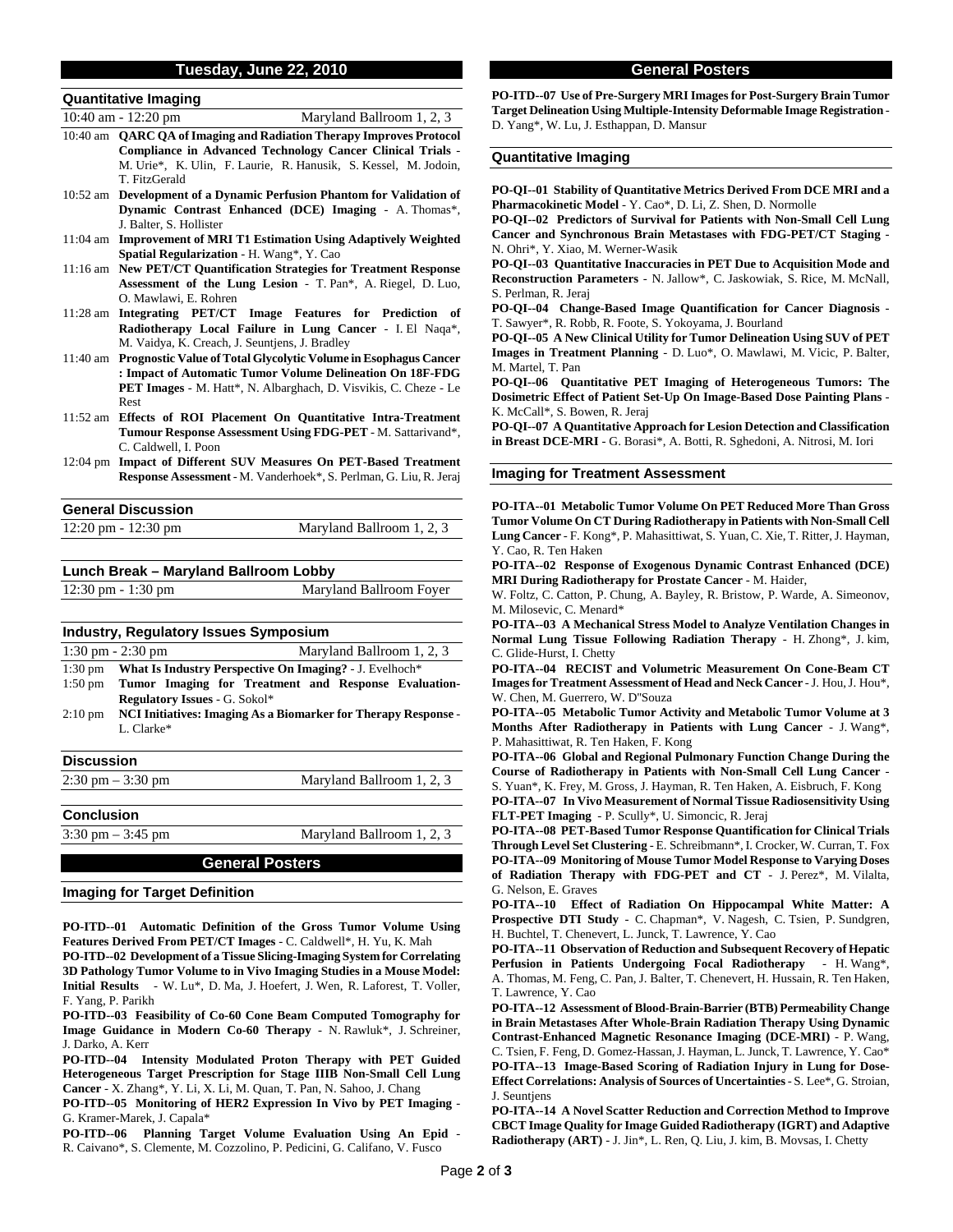## Tuesday, June 22, 2010

### Quantitative Imaging

10:40 am - 12:20 pm — Maryland Ballroom 1, 2, 3

- 10:40 am **QARC QA of Imaging and Radiation Therapy Improves Protocol Compliance in Advanced Technology Cancer Clinical Trials** - M. Urie*, K. Ulin, F. Laurie, R. Hanusik, S. Kessel, M. Jodoin, T. FitzGerald
- 10:52 am **Development of a Dynamic Perfusion Phantom for Validation of Dynamic Contrast Enhanced (DCE) Imaging** - A. Thomas*, J. Balter, S. Hollister
- 11:04 am **Improvement of MRI T1 Estimation Using Adaptively Weighted Spatial Regularization** - H. Wang*, Y. Cao
- 11:16 am **New PET/CT Quantification Strategies for Treatment Response Assessment of the Lung Lesion** - T. Pan*, A. Riegel, D. Luo, O. Mawlawi, E. Rohren
- 11:28 am **Integrating PET/CT Image Features for Prediction of Radiotherapy Local Failure in Lung Cancer** - I. El Naqa*, M. Vaidya, K. Creach, J. Seuntjens, J. Bradley
- 11:40 am **Prognostic Value of Total Glycolytic Volume in Esophagus Cancer : Impact of Automatic Tumor Volume Delineation On 18F-FDG PET Images** - M. Hatt*, N. Albarghach, D. Visvikis, C. Cheze - Le Rest
- 11:52 am **Effects of ROI Placement On Quantitative Intra-Treatment Tumour Response Assessment Using FDG-PET** - M. Sattarivand*, C. Caldwell, I. Poon
- 12:04 pm **Impact of Different SUV Measures On PET-Based Treatment Response Assessment** - M. Vanderhoek*, S. Perlman, G. Liu, R. Jeraj

### General Discussion

12:20 pm - 12:30 pm — Maryland Ballroom 1, 2, 3

### Lunch Break – Maryland Ballroom Lobby

12:30 pm - 1:30 pm — Maryland Ballroom Foyer

### Industry, Regulatory Issues Symposium

1:30 pm - 2:30 pm — Maryland Ballroom 1, 2, 3

- 1:30 pm **What Is Industry Perspective On Imaging?** - J. Evelhoch*
- 1:50 pm **Tumor Imaging for Treatment and Response Evaluation-Regulatory Issues** - G. Sokol*
- 2:10 pm **NCI Initiatives: Imaging As a Biomarker for Therapy Response** - L. Clarke*

### Discussion

2:30 pm – 3:30 pm — Maryland Ballroom 1, 2, 3

### Conclusion

3:30 pm – 3:45 pm — Maryland Ballroom 1, 2, 3

## General Posters

### Imaging for Target Definition

**PO-ITD--01 Automatic Definition of the Gross Tumor Volume Using Features Derived From PET/CT Images** - C. Caldwell*, H. Yu, K. Mah

**PO-ITD--02 Development of a Tissue Slicing-Imaging System for Correlating 3D Pathology Tumor Volume to in Vivo Imaging Studies in a Mouse Model: Initial Results** - W. Lu*, D. Ma, J. Hoefert, J. Wen, R. Laforest, T. Voller, F. Yang, P. Parikh

**PO-ITD--03 Feasibility of Co-60 Cone Beam Computed Tomography for Image Guidance in Modern Co-60 Therapy** - N. Rawluk*, J. Schreiner, J. Darko, A. Kerr

**PO-ITD--04 Intensity Modulated Proton Therapy with PET Guided Heterogeneous Target Prescription for Stage IIIB Non-Small Cell Lung Cancer** - X. Zhang*, Y. Li, X. Li, M. Quan, T. Pan, N. Sahoo, J. Chang

**PO-ITD--05 Monitoring of HER2 Expression In Vivo by PET Imaging** - G. Kramer-Marek, J. Capala*

**PO-ITD--06 Planning Target Volume Evaluation Using An Epid** - R. Caivano*, S. Clemente, M. Cozzolino, P. Pedicini, G. Califano, V. Fusco

**PO-ITD--07 Use of Pre-Surgery MRI Images for Post-Surgery Brain Tumor Target Delineation Using Multiple-Intensity Deformable Image Registration** - D. Yang*, W. Lu, J. Esthappan, D. Mansur

### Quantitative Imaging

**PO-QI--01 Stability of Quantitative Metrics Derived From DCE MRI and a Pharmacokinetic Model** - Y. Cao*, D. Li, Z. Shen, D. Normolle

**PO-QI--02 Predictors of Survival for Patients with Non-Small Cell Lung Cancer and Synchronous Brain Metastases with FDG-PET/CT Staging** - N. Ohri*, Y. Xiao, M. Werner-Wasik

**PO-QI--03 Quantitative Inaccuracies in PET Due to Acquisition Mode and Reconstruction Parameters** - N. Jallow*, C. Jaskowiak, S. Rice, M. McNall, S. Perlman, R. Jeraj

**PO-QI--04 Change-Based Image Quantification for Cancer Diagnosis** - T. Sawyer*, R. Robb, R. Foote, S. Yokoyama, J. Bourland

**PO-QI--05 A New Clinical Utility for Tumor Delineation Using SUV of PET Images in Treatment Planning** - D. Luo*, O. Mawlawi, M. Vicic, P. Balter, M. Martel, T. Pan

**PO-QI--06 Quantitative PET Imaging of Heterogeneous Tumors: The Dosimetric Effect of Patient Set-Up On Image-Based Dose Painting Plans** - K. McCall*, S. Bowen, R. Jeraj

**PO-QI--07 A Quantitative Approach for Lesion Detection and Classification in Breast DCE-MRI** - G. Borasi*, A. Botti, R. Sghedoni, A. Nitrosi, M. Iori

### Imaging for Treatment Assessment

**PO-ITA--01 Metabolic Tumor Volume On PET Reduced More Than Gross Tumor Volume On CT During Radiotherapy in Patients with Non-Small Cell Lung Cancer** - F. Kong*, P. Mahasittiwat, S. Yuan, C. Xie, T. Ritter, J. Hayman, Y. Cao, R. Ten Haken

**PO-ITA--02 Response of Exogenous Dynamic Contrast Enhanced (DCE) MRI During Radiotherapy for Prostate Cancer** - M. Haider, W. Foltz, C. Catton, P. Chung, A. Bayley, R. Bristow, P. Warde, A. Simeonov, M. Milosevic, C. Menard*

**PO-ITA--03 A Mechanical Stress Model to Analyze Ventilation Changes in Normal Lung Tissue Following Radiation Therapy** - H. Zhong*, J. kim, C. Glide-Hurst, I. Chetty

**PO-ITA--04 RECIST and Volumetric Measurement On Cone-Beam CT Images for Treatment Assessment of Head and Neck Cancer** - J. Hou, J. Hou*, W. Chen, M. Guerrero, W. D"Souza

**PO-ITA--05 Metabolic Tumor Activity and Metabolic Tumor Volume at 3 Months After Radiotherapy in Patients with Lung Cancer** - J. Wang*, P. Mahasittiwat, R. Ten Haken, F. Kong

**PO-ITA--06 Global and Regional Pulmonary Function Change During the Course of Radiotherapy in Patients with Non-Small Cell Lung Cancer** - S. Yuan*, K. Frey, M. Gross, J. Hayman, R. Ten Haken, A. Eisbruch, F. Kong

**PO-ITA--07 In Vivo Measurement of Normal Tissue Radiosensitivity Using FLT-PET Imaging** - P. Scully*, U. Simoncic, R. Jeraj

**PO-ITA--08 PET-Based Tumor Response Quantification for Clinical Trials Through Level Set Clustering** - E. Schreibmann*, I. Crocker, W. Curran, T. Fox

**PO-ITA--09 Monitoring of Mouse Tumor Model Response to Varying Doses of Radiation Therapy with FDG-PET and CT** - J. Perez*, M. Vilalta, G. Nelson, E. Graves

**PO-ITA--10 Effect of Radiation On Hippocampal White Matter: A Prospective DTI Study** - C. Chapman*, V. Nagesh, C. Tsien, P. Sundgren, H. Buchtel, T. Chenevert, L. Junck, T. Lawrence, Y. Cao

**PO-ITA--11 Observation of Reduction and Subsequent Recovery of Hepatic Perfusion in Patients Undergoing Focal Radiotherapy** - H. Wang*, A. Thomas, M. Feng, C. Pan, J. Balter, T. Chenevert, H. Hussain, R. Ten Haken, T. Lawrence, Y. Cao

**PO-ITA--12 Assessment of Blood-Brain-Barrier (BTB) Permeability Change in Brain Metastases After Whole-Brain Radiation Therapy Using Dynamic Contrast-Enhanced Magnetic Resonance Imaging (DCE-MRI)** - P. Wang, C. Tsien, F. Feng, D. Gomez-Hassan, J. Hayman, L. Junck, T. Lawrence, Y. Cao*

**PO-ITA--13 Image-Based Scoring of Radiation Injury in Lung for Dose-Effect Correlations: Analysis of Sources of Uncertainties** - S. Lee*, G. Stroian, J. Seuntjens

**PO-ITA--14 A Novel Scatter Reduction and Correction Method to Improve CBCT Image Quality for Image Guided Radiotherapy (IGRT) and Adaptive Radiotherapy (ART)** - J. Jin*, L. Ren, Q. Liu, J. kim, B. Movsas, I. Chetty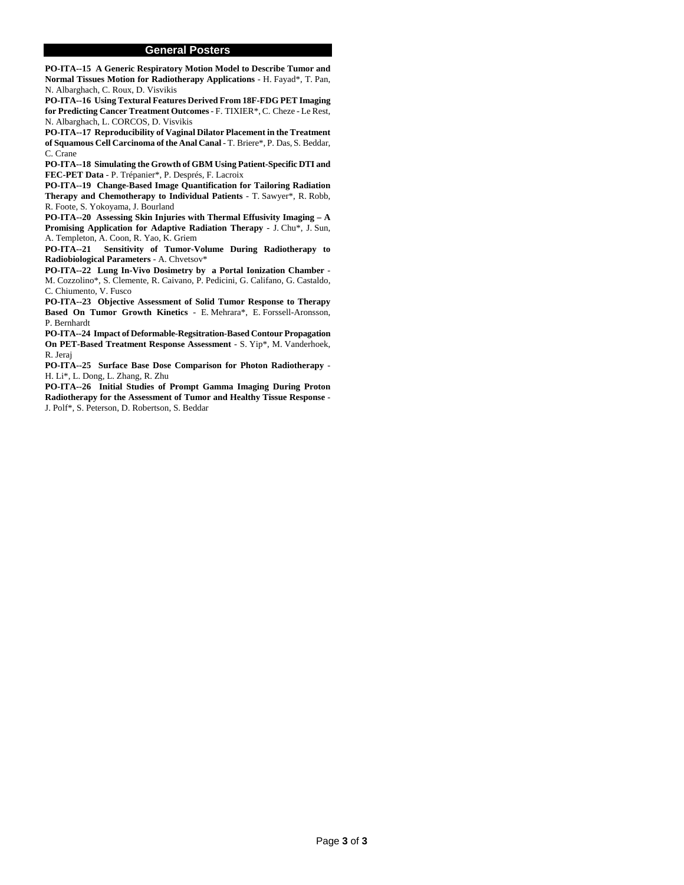## General Posters

**PO-ITA--15 A Generic Respiratory Motion Model to Describe Tumor and Normal Tissues Motion for Radiotherapy Applications** - H. Fayad*, T. Pan, N. Albarghach, C. Roux, D. Visvikis

**PO-ITA--16 Using Textural Features Derived From 18F-FDG PET Imaging for Predicting Cancer Treatment Outcomes** - F. TIXIER*, C. Cheze - Le Rest, N. Albarghach, L. CORCOS, D. Visvikis

**PO-ITA--17 Reproducibility of Vaginal Dilator Placement in the Treatment of Squamous Cell Carcinoma of the Anal Canal** - T. Briere*, P. Das, S. Beddar, C. Crane

**PO-ITA--18 Simulating the Growth of GBM Using Patient-Specific DTI and FEC-PET Data** - P. Trépanier*, P. Després, F. Lacroix

**PO-ITA--19 Change-Based Image Quantification for Tailoring Radiation Therapy and Chemotherapy to Individual Patients** - T. Sawyer*, R. Robb, R. Foote, S. Yokoyama, J. Bourland

**PO-ITA--20 Assessing Skin Injuries with Thermal Effusivity Imaging – A Promising Application for Adaptive Radiation Therapy** - J. Chu*, J. Sun, A. Templeton, A. Coon, R. Yao, K. Griem

**PO-ITA--21 Sensitivity of Tumor-Volume During Radiotherapy to Radiobiological Parameters** - A. Chvetsov*

**PO-ITA--22 Lung In-Vivo Dosimetry by a Portal Ionization Chamber** - M. Cozzolino*, S. Clemente, R. Caivano, P. Pedicini, G. Califano, G. Castaldo, C. Chiumento, V. Fusco

**PO-ITA--23 Objective Assessment of Solid Tumor Response to Therapy Based On Tumor Growth Kinetics** - E. Mehrara*, E. Forssell-Aronsson, P. Bernhardt

**PO-ITA--24 Impact of Deformable-Regsitration-Based Contour Propagation On PET-Based Treatment Response Assessment** - S. Yip*, M. Vanderhoek, R. Jeraj

**PO-ITA--25 Surface Base Dose Comparison for Photon Radiotherapy** - H. Li*, L. Dong, L. Zhang, R. Zhu

**PO-ITA--26 Initial Studies of Prompt Gamma Imaging During Proton Radiotherapy for the Assessment of Tumor and Healthy Tissue Response** - J. Polf*, S. Peterson, D. Robertson, S. Beddar